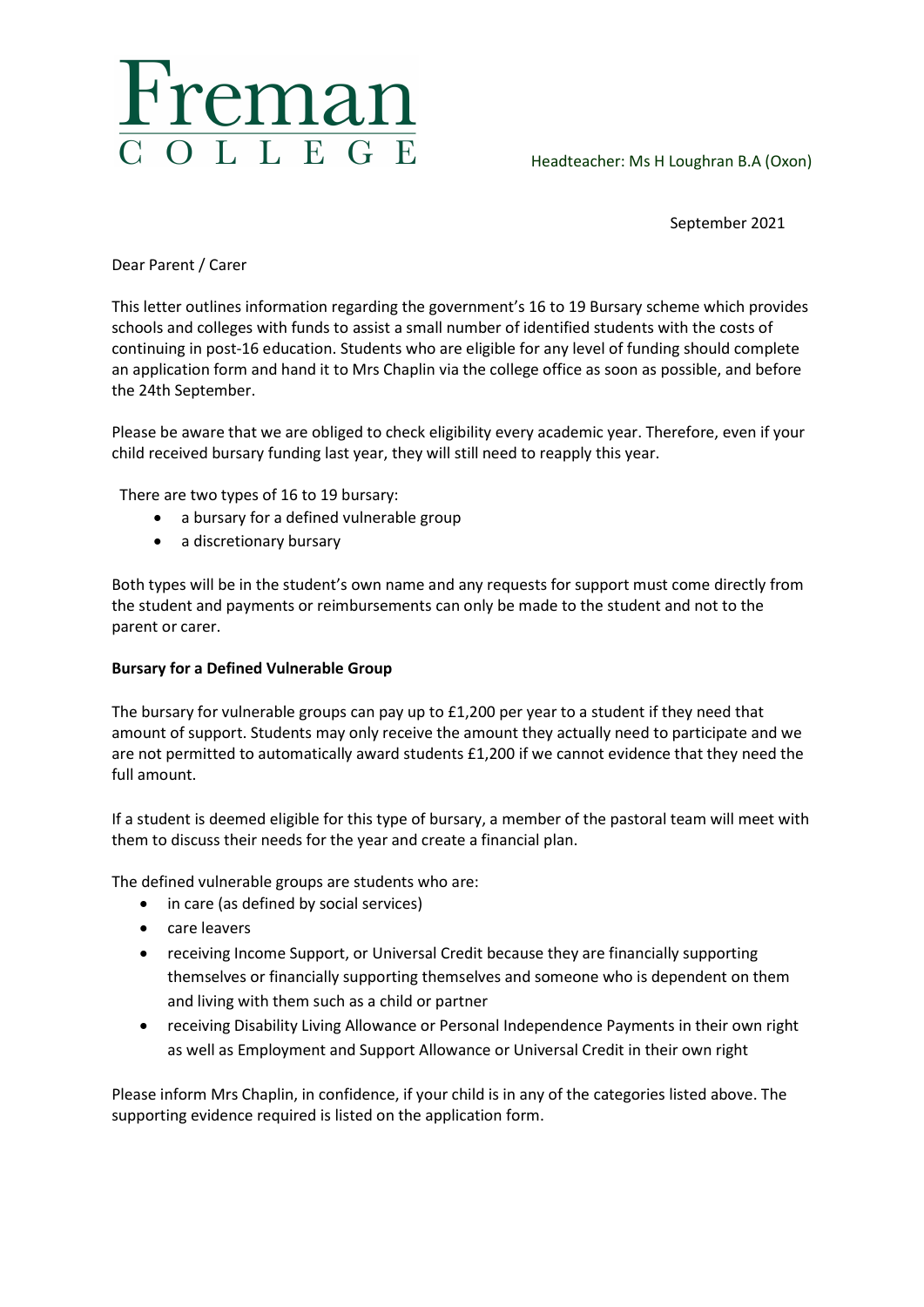# Freman College

Headteacher: Ms H Loughran B.A (Oxon)

September 2021

Dear Parent / Carer

This letter outlines information regarding the government's 16 to 19 Bursary scheme which provides schools and colleges with funds to assist a small number of identified students with the costs of continuing in post-16 education. Students who are eligible for any level of funding should complete an application form and hand it to Mrs Chaplin via the college office as soon as possible, and before the 24th September.

Please be aware that we are obliged to check eligibility every academic year. Therefore, even if your child received bursary funding last year, they will still need to reapply this year.

There are two types of 16 to 19 bursary:

- a bursary for a defined vulnerable group
- a discretionary bursary

Both types will be in the student's own name and any requests for support must come directly from the student and payments or reimbursements can only be made to the student and not to the parent or carer.

**Bursary for a Defined Vulnerable Group**

The bursary for vulnerable groups can pay up to £1,200 per year to a student if they need that amount of support. Students may only receive the amount they actually need to participate and we are not permitted to automatically award students £1,200 if we cannot evidence that they need the full amount.

If a student is deemed eligible for this type of bursary, a member of the pastoral team will meet with them to discuss their needs for the year and create a financial plan.

The defined vulnerable groups are students who are:

- in care (as defined by social services)
- care leavers
- receiving Income Support, or Universal Credit because they are financially supporting themselves or financially supporting themselves and someone who is dependent on them and living with them such as a child or partner
- receiving Disability Living Allowance or Personal Independence Payments in their own right as well as Employment and Support Allowance or Universal Credit in their own right

Please inform Mrs Chaplin, in confidence, if your child is in any of the categories listed above. The supporting evidence required is listed on the application form.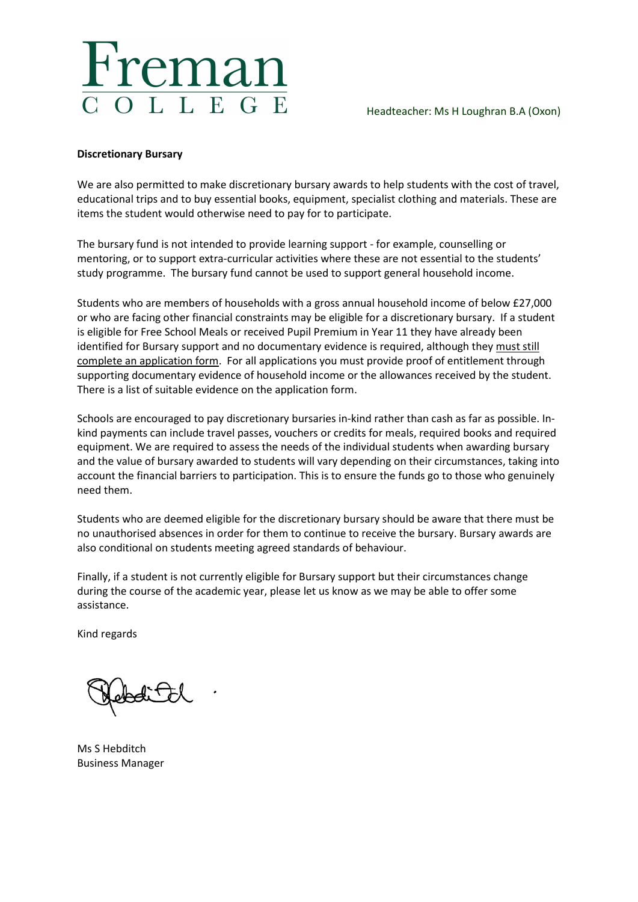# Freman COLLEGE

Headteacher: Ms H Loughran B.A (Oxon)

**Discretionary Bursary**

We are also permitted to make discretionary bursary awards to help students with the cost of travel, educational trips and to buy essential books, equipment, specialist clothing and materials. These are items the student would otherwise need to pay for to participate.

The bursary fund is not intended to provide learning support - for example, counselling or mentoring, or to support extra-curricular activities where these are not essential to the students' study programme. The bursary fund cannot be used to support general household income.

Students who are members of households with a gross annual household income of below £27,000 or who are facing other financial constraints may be eligible for a discretionary bursary. If a student is eligible for Free School Meals or received Pupil Premium in Year 11 they have already been identified for Bursary support and no documentary evidence is required, although they <u>must still complete an application form</u>. For all applications you must provide proof of entitlement through supporting documentary evidence of household income or the allowances received by the student. There is a list of suitable evidence on the application form.

Schools are encouraged to pay discretionary bursaries in-kind rather than cash as far as possible. In-kind payments can include travel passes, vouchers or credits for meals, required books and required equipment. We are required to assess the needs of the individual students when awarding bursary and the value of bursary awarded to students will vary depending on their circumstances, taking into account the financial barriers to participation. This is to ensure the funds go to those who genuinely need them.

Students who are deemed eligible for the discretionary bursary should be aware that there must be no unauthorised absences in order for them to continue to receive the bursary. Bursary awards are also conditional on students meeting agreed standards of behaviour.

Finally, if a student is not currently eligible for Bursary support but their circumstances change during the course of the academic year, please let us know as we may be able to offer some assistance.

Kind regards

Ms S Hebditch
Business Manager